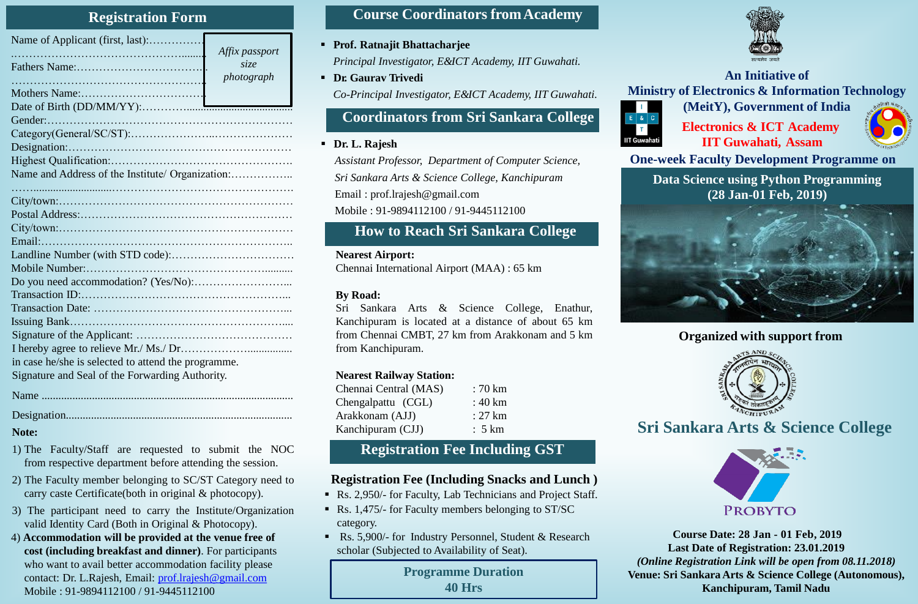## Registration Form

Name of Applicant (first, last):……………

……………………………………………......

Fathers Name:………………………………

……………………………………………

Mothers Name:……………………………

*Affix passport size photograph*

Date of Birth (DD/MM/YY):…………...................................

Gender:…………………………………………………………

Category(General/SC/ST):…………………..…………………

Designation:……………………………………………………

Highest Qualification:………………………………………….

Name and Address of the Institute/ Organization:……………..

……..........................…………………………………………

City/town:………………………………………………………

Postal Address:…………………………………………………

City/town:………………………………………………………

Email:……………………………………………………………..

Landline Number (with STD code):……………………………

Mobile Number:…………………………………………..........

Do you need accommodation? (Yes/No):……………………...

Transaction ID:………………………………………………...

Transaction Date: ……………………………………………...

Issuing Bank…………………………………………………....

Signature of the Applicant: ……………………………………

I hereby agree to relieve Mr./ Ms./ Dr.……………….................

in case he/she is selected to attend the programme.

Signature and Seal of the Forwarding Authority.

Name ........................................................................................

Designation...............................................................................

**Note:**

1) The Faculty/Staff are requested to submit the NOC from respective department before attending the session.
2) The Faculty member belonging to SC/ST Category need to carry caste Certificate(both in original & photocopy).
3) The participant need to carry the Institute/Organization valid Identity Card (Both in Original & Photocopy).
4) **Accommodation will be provided at the venue free of cost (including breakfast and dinner)**. For participants who want to avail better accommodation facility please contact: Dr. L.Rajesh, Email: prof.lrajesh@gmail.com Mobile : 91-9894112100 / 91-9445112100

## Course Coordinators from Academy

- **Prof. Ratnajit Bhattacharjee**
  *Principal Investigator, E&ICT Academy, IIT Guwahati.*
- **Dr. Gaurav Trivedi**
  *Co-Principal Investigator, E&ICT Academy, IIT Guwahati.*

## Coordinators from Sri Sankara College

- **Dr. L. Rajesh**
  *Assistant Professor, Department of Computer Science, Sri Sankara Arts & Science College, Kanchipuram*
  Email : prof.lrajesh@gmail.com
  Mobile : 91-9894112100 / 91-9445112100

## How to Reach Sri Sankara College

**Nearest Airport:**
Chennai International Airport (MAA) : 65 km

**By Road:**
Sri Sankara Arts & Science College, Enathur, Kanchipuram is located at a distance of about 65 km from Chennai CMBT, 27 km from Arakkonam and 5 km from Kanchipuram.

**Nearest Railway Station:**

| | |
|---|---|
| Chennai Central (MAS) | : 70 km |
| Chengalpattu (CGL) | : 40 km |
| Arakkonam (AJJ) | : 27 km |
| Kanchipuram (CJJ) | : 5 km |

## Registration Fee Including GST

**Registration Fee (Including Snacks and Lunch )**

- Rs. 2,950/- for Faculty, Lab Technicians and Project Staff.
- Rs. 1,475/- for Faculty members belonging to ST/SC category.
- Rs. 5,900/- for Industry Personnel, Student & Research scholar (Subjected to Availability of Seat).

**Programme Duration**
**40 Hrs**

सत्यमेव जयते

**An Initiative of**
**Ministry of Electronics & Information Technology (MeitY), Government of India**

**Electronics & ICT Academy**
**IIT Guwahati, Assam**

**One-week Faculty Development Programme on**

**Data Science using Python Programming**
**(28 Jan-01 Feb, 2019)**

**Organized with support from**

**Sri Sankara Arts & Science College**

PROBYTO

**Course Date: 28 Jan - 01 Feb, 2019**
**Last Date of Registration: 23.01.2019**
***(Online Registration Link will be open from 08.11.2018)***
**Venue: Sri Sankara Arts & Science College (Autonomous), Kanchipuram, Tamil Nadu**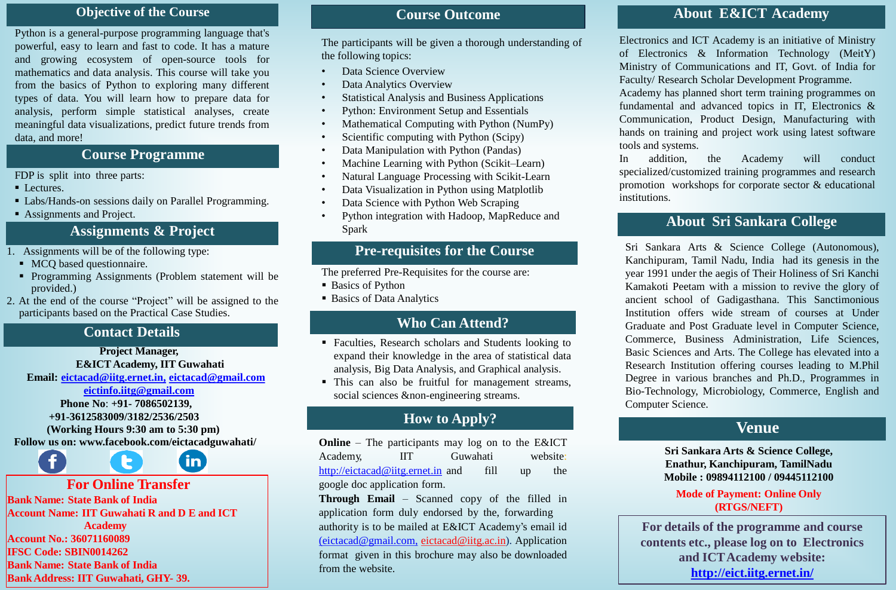## Objective of the Course

Python is a general-purpose programming language that's powerful, easy to learn and fast to code. It has a mature and growing ecosystem of open-source tools for mathematics and data analysis. This course will take you from the basics of Python to exploring many different types of data. You will learn how to prepare data for analysis, perform simple statistical analyses, create meaningful data visualizations, predict future trends from data, and more!

## Course Programme

FDP is split into three parts:

- Lectures.
- Labs/Hands-on sessions daily on Parallel Programming.
- Assignments and Project.

## Assignments & Project

1. Assignments will be of the following type:
   - MCQ based questionnaire.
   - Programming Assignments (Problem statement will be provided.)
2. At the end of the course "Project" will be assigned to the participants based on the Practical Case Studies.

## Contact Details

**Project Manager,**
**E&ICT Academy, IIT Guwahati**
**Email: eictacad@iitg.ernet.in, eictacad@gmail.com**
**eictinfo.iitg@gmail.com**
**Phone No: +91- 7086502139,**
**+91-3612583009/3182/2536/2503**
**(Working Hours 9:30 am to 5:30 pm)**
**Follow us on: www.facebook.com/eictacadguwahati/**

## For Online Transfer

**Bank Name: State Bank of India**
**Account Name: IIT Guwahati R and D E and ICT Academy**
**Account No.: 36071160089**
**IFSC Code: SBIN0014262**
**Bank Name: State Bank of India**
**Bank Address: IIT Guwahati, GHY- 39.**

## Course Outcome

The participants will be given a thorough understanding of the following topics:

- Data Science Overview
- Data Analytics Overview
- Statistical Analysis and Business Applications
- Python: Environment Setup and Essentials
- Mathematical Computing with Python (NumPy)
- Scientific computing with Python (Scipy)
- Data Manipulation with Python (Pandas)
- Machine Learning with Python (Scikit–Learn)
- Natural Language Processing with Scikit-Learn
- Data Visualization in Python using Matplotlib
- Data Science with Python Web Scraping
- Python integration with Hadoop, MapReduce and Spark

## Pre-requisites for the Course

The preferred Pre-Requisites for the course are:

- Basics of Python
- Basics of Data Analytics

## Who Can Attend?

- Faculties, Research scholars and Students looking to expand their knowledge in the area of statistical data analysis, Big Data Analysis, and Graphical analysis.
- This can also be fruitful for management streams, social sciences &non-engineering streams.

## How to Apply?

**Online** – The participants may log on to the E&ICT Academy, IIT Guwahati website: http://eictacad@iitg.ernet.in and fill up the google doc application form.

**Through Email** – Scanned copy of the filled in application form duly endorsed by the, forwarding authority is to be mailed at E&ICT Academy's email id (eictacad@gmail.com, eictacad@iitg.ac.in). Application format given in this brochure may also be downloaded from the website.

## About E&ICT Academy

Electronics and ICT Academy is an initiative of Ministry of Electronics & Information Technology (MeitY) Ministry of Communications and IT, Govt. of India for Faculty/ Research Scholar Development Programme.
Academy has planned short term training programmes on fundamental and advanced topics in IT, Electronics & Communication, Product Design, Manufacturing with hands on training and project work using latest software tools and systems.
In addition, the Academy will conduct specialized/customized training programmes and research promotion workshops for corporate sector & educational institutions.

## About Sri Sankara College

Sri Sankara Arts & Science College (Autonomous), Kanchipuram, Tamil Nadu, India had its genesis in the year 1991 under the aegis of Their Holiness of Sri Kanchi Kamakoti Peetam with a mission to revive the glory of ancient school of Gadigasthana. This Sanctimonious Institution offers wide stream of courses at Under Graduate and Post Graduate level in Computer Science, Commerce, Business Administration, Life Sciences, Basic Sciences and Arts. The College has elevated into a Research Institution offering courses leading to M.Phil Degree in various branches and Ph.D., Programmes in Bio-Technology, Microbiology, Commerce, English and Computer Science.

## Venue

**Sri Sankara Arts & Science College,**
**Enathur, Kanchipuram, TamilNadu**
**Mobile : 09894112100 / 09445112100**

**Mode of Payment: Online Only (RTGS/NEFT)**

**For details of the programme and course contents etc., please log on to Electronics and ICT Academy website: http://eict.iitg.ernet.in/**